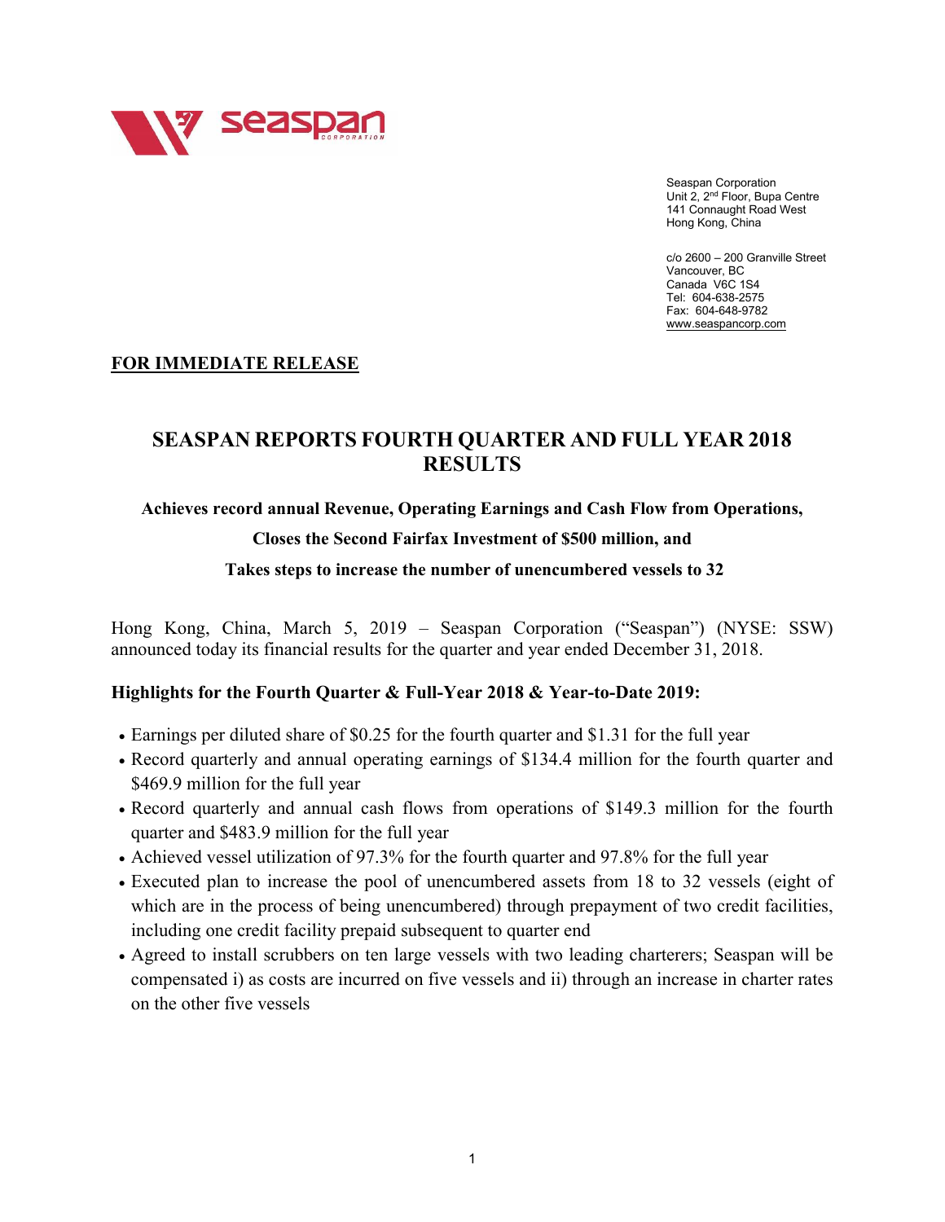Seaspan Corporation
Unit 2, 2nd Floor, Bupa Centre
141 Connaught Road West
Hong Kong, China

c/o 2600 – 200 Granville Street
Vancouver, BC
Canada V6C 1S4
Tel: 604-638-2575
Fax: 604-648-9782
www.seaspancorp.com

**FOR IMMEDIATE RELEASE**

# SEASPAN REPORTS FOURTH QUARTER AND FULL YEAR 2018 RESULTS

**Achieves record annual Revenue, Operating Earnings and Cash Flow from Operations,**

**Closes the Second Fairfax Investment of $500 million, and**

**Takes steps to increase the number of unencumbered vessels to 32**

Hong Kong, China, March 5, 2019 – Seaspan Corporation ("Seaspan") (NYSE: SSW) announced today its financial results for the quarter and year ended December 31, 2018.

## Highlights for the Fourth Quarter & Full-Year 2018 & Year-to-Date 2019:

- Earnings per diluted share of $0.25 for the fourth quarter and $1.31 for the full year
- Record quarterly and annual operating earnings of $134.4 million for the fourth quarter and $469.9 million for the full year
- Record quarterly and annual cash flows from operations of $149.3 million for the fourth quarter and $483.9 million for the full year
- Achieved vessel utilization of 97.3% for the fourth quarter and 97.8% for the full year
- Executed plan to increase the pool of unencumbered assets from 18 to 32 vessels (eight of which are in the process of being unencumbered) through prepayment of two credit facilities, including one credit facility prepaid subsequent to quarter end
- Agreed to install scrubbers on ten large vessels with two leading charterers; Seaspan will be compensated i) as costs are incurred on five vessels and ii) through an increase in charter rates on the other five vessels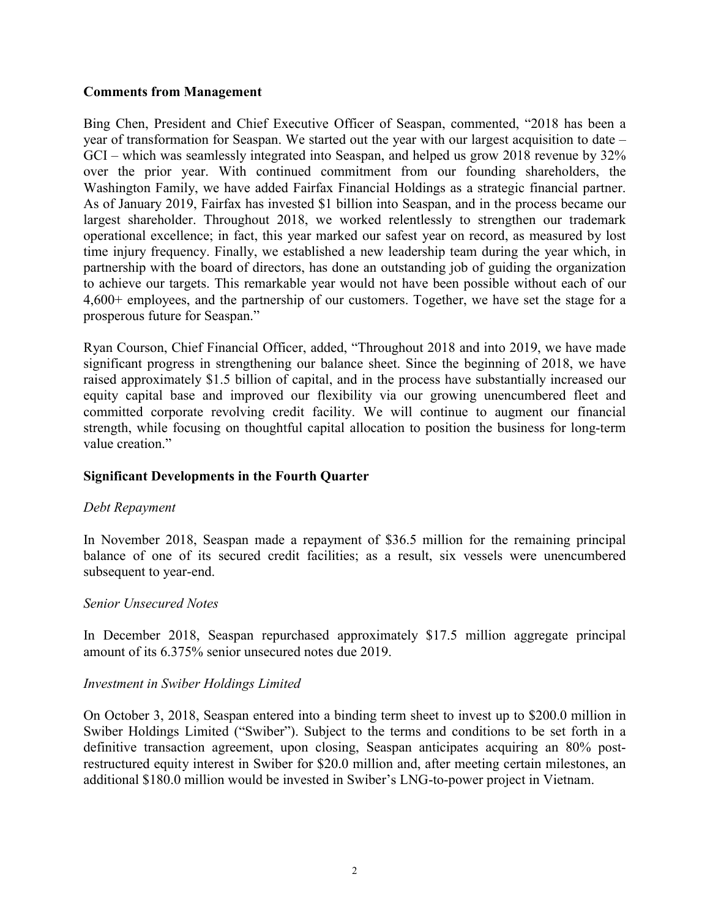**Comments from Management**

Bing Chen, President and Chief Executive Officer of Seaspan, commented, "2018 has been a year of transformation for Seaspan. We started out the year with our largest acquisition to date – GCI – which was seamlessly integrated into Seaspan, and helped us grow 2018 revenue by 32% over the prior year. With continued commitment from our founding shareholders, the Washington Family, we have added Fairfax Financial Holdings as a strategic financial partner. As of January 2019, Fairfax has invested $1 billion into Seaspan, and in the process became our largest shareholder. Throughout 2018, we worked relentlessly to strengthen our trademark operational excellence; in fact, this year marked our safest year on record, as measured by lost time injury frequency. Finally, we established a new leadership team during the year which, in partnership with the board of directors, has done an outstanding job of guiding the organization to achieve our targets. This remarkable year would not have been possible without each of our 4,600+ employees, and the partnership of our customers. Together, we have set the stage for a prosperous future for Seaspan."

Ryan Courson, Chief Financial Officer, added, "Throughout 2018 and into 2019, we have made significant progress in strengthening our balance sheet. Since the beginning of 2018, we have raised approximately $1.5 billion of capital, and in the process have substantially increased our equity capital base and improved our flexibility via our growing unencumbered fleet and committed corporate revolving credit facility. We will continue to augment our financial strength, while focusing on thoughtful capital allocation to position the business for long-term value creation."

**Significant Developments in the Fourth Quarter**

*Debt Repayment*

In November 2018, Seaspan made a repayment of $36.5 million for the remaining principal balance of one of its secured credit facilities; as a result, six vessels were unencumbered subsequent to year-end.

*Senior Unsecured Notes*

In December 2018, Seaspan repurchased approximately $17.5 million aggregate principal amount of its 6.375% senior unsecured notes due 2019.

*Investment in Swiber Holdings Limited*

On October 3, 2018, Seaspan entered into a binding term sheet to invest up to $200.0 million in Swiber Holdings Limited ("Swiber"). Subject to the terms and conditions to be set forth in a definitive transaction agreement, upon closing, Seaspan anticipates acquiring an 80% post-restructured equity interest in Swiber for $20.0 million and, after meeting certain milestones, an additional $180.0 million would be invested in Swiber's LNG-to-power project in Vietnam.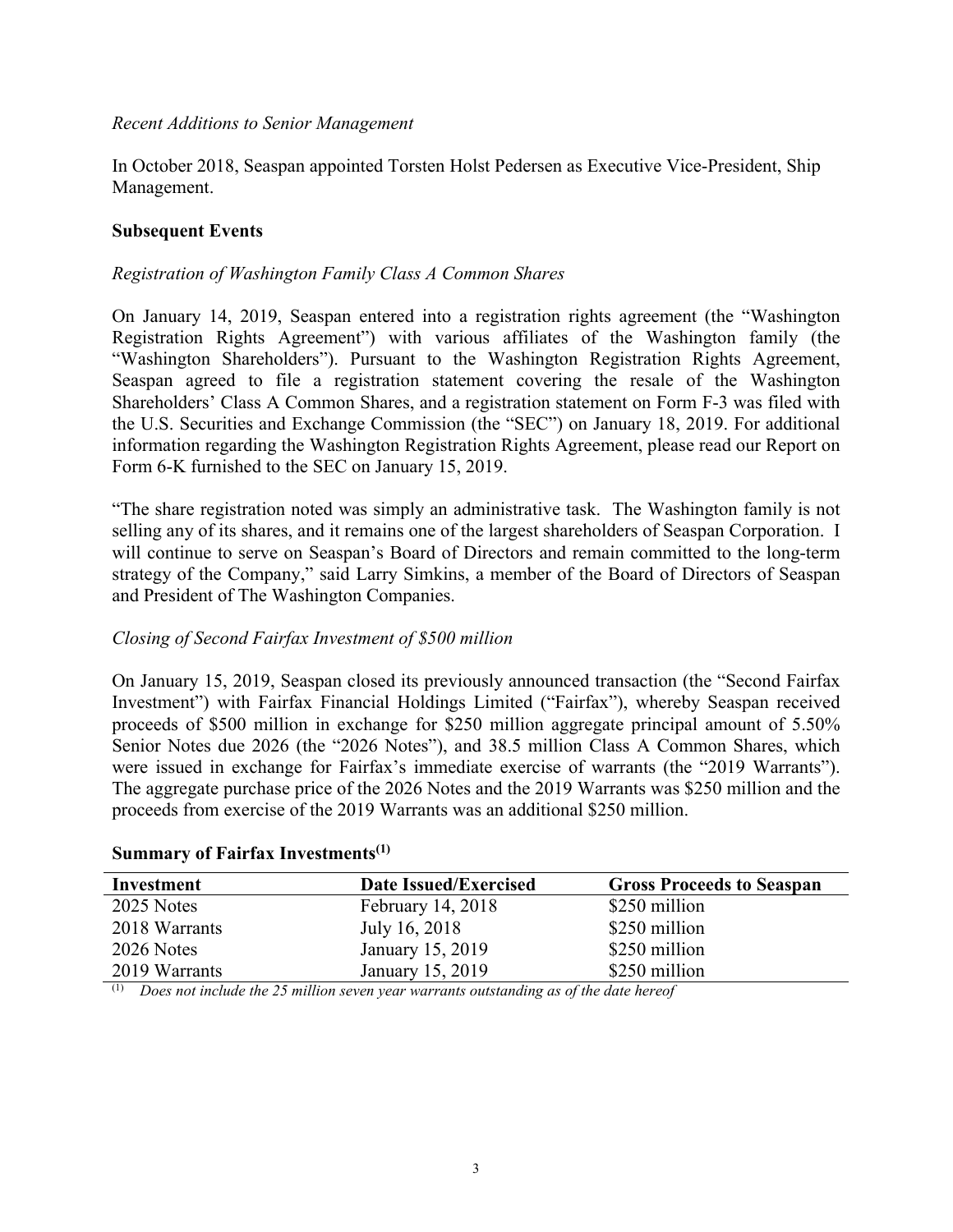*Recent Additions to Senior Management*

In October 2018, Seaspan appointed Torsten Holst Pedersen as Executive Vice-President, Ship Management.

**Subsequent Events**

*Registration of Washington Family Class A Common Shares*

On January 14, 2019, Seaspan entered into a registration rights agreement (the "Washington Registration Rights Agreement") with various affiliates of the Washington family (the "Washington Shareholders"). Pursuant to the Washington Registration Rights Agreement, Seaspan agreed to file a registration statement covering the resale of the Washington Shareholders' Class A Common Shares, and a registration statement on Form F-3 was filed with the U.S. Securities and Exchange Commission (the "SEC") on January 18, 2019. For additional information regarding the Washington Registration Rights Agreement, please read our Report on Form 6-K furnished to the SEC on January 15, 2019.

"The share registration noted was simply an administrative task. The Washington family is not selling any of its shares, and it remains one of the largest shareholders of Seaspan Corporation. I will continue to serve on Seaspan's Board of Directors and remain committed to the long-term strategy of the Company," said Larry Simkins, a member of the Board of Directors of Seaspan and President of The Washington Companies.

*Closing of Second Fairfax Investment of $500 million*

On January 15, 2019, Seaspan closed its previously announced transaction (the "Second Fairfax Investment") with Fairfax Financial Holdings Limited ("Fairfax"), whereby Seaspan received proceeds of $500 million in exchange for $250 million aggregate principal amount of 5.50% Senior Notes due 2026 (the "2026 Notes"), and 38.5 million Class A Common Shares, which were issued in exchange for Fairfax's immediate exercise of warrants (the "2019 Warrants"). The aggregate purchase price of the 2026 Notes and the 2019 Warrants was $250 million and the proceeds from exercise of the 2019 Warrants was an additional $250 million.

**Summary of Fairfax Investments[(1)]**

| Investment | Date Issued/Exercised | Gross Proceeds to Seaspan |
|---|---|---|
| 2025 Notes | February 14, 2018 | $250 million |
| 2018 Warrants | July 16, 2018 | $250 million |
| 2026 Notes | January 15, 2019 | $250 million |
| 2019 Warrants | January 15, 2019 | $250 million |

(1) *Does not include the 25 million seven year warrants outstanding as of the date hereof*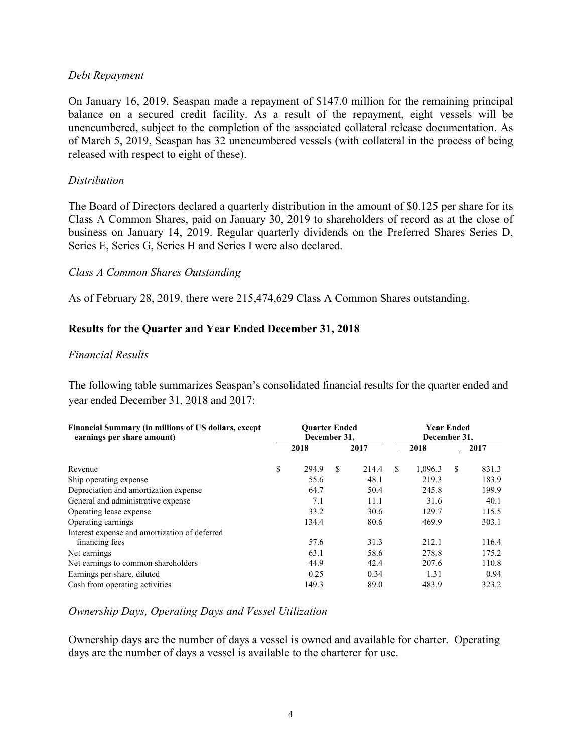*Debt Repayment*

On January 16, 2019, Seaspan made a repayment of $147.0 million for the remaining principal balance on a secured credit facility. As a result of the repayment, eight vessels will be unencumbered, subject to the completion of the associated collateral release documentation. As of March 5, 2019, Seaspan has 32 unencumbered vessels (with collateral in the process of being released with respect to eight of these).

*Distribution*

The Board of Directors declared a quarterly distribution in the amount of $0.125 per share for its Class A Common Shares, paid on January 30, 2019 to shareholders of record as at the close of business on January 14, 2019. Regular quarterly dividends on the Preferred Shares Series D, Series E, Series G, Series H and Series I were also declared.

*Class A Common Shares Outstanding*

As of February 28, 2019, there were 215,474,629 Class A Common Shares outstanding.

## Results for the Quarter and Year Ended December 31, 2018

*Financial Results*

The following table summarizes Seaspan's consolidated financial results for the quarter ended and year ended December 31, 2018 and 2017:

| Financial Summary (in millions of US dollars, except earnings per share amount) | Quarter Ended December 31, | | Year Ended December 31, | |
|---|---|---|---|---|
| | 2018 | 2017 | 2018 | 2017 |
| Revenue | $ 294.9 | $ 214.4 | $ 1,096.3 | $ 831.3 |
| Ship operating expense | 55.6 | 48.1 | 219.3 | 183.9 |
| Depreciation and amortization expense | 64.7 | 50.4 | 245.8 | 199.9 |
| General and administrative expense | 7.1 | 11.1 | 31.6 | 40.1 |
| Operating lease expense | 33.2 | 30.6 | 129.7 | 115.5 |
| Operating earnings | 134.4 | 80.6 | 469.9 | 303.1 |
| Interest expense and amortization of deferred financing fees | 57.6 | 31.3 | 212.1 | 116.4 |
| Net earnings | 63.1 | 58.6 | 278.8 | 175.2 |
| Net earnings to common shareholders | 44.9 | 42.4 | 207.6 | 110.8 |
| Earnings per share, diluted | 0.25 | 0.34 | 1.31 | 0.94 |
| Cash from operating activities | 149.3 | 89.0 | 483.9 | 323.2 |

*Ownership Days, Operating Days and Vessel Utilization*

Ownership days are the number of days a vessel is owned and available for charter. Operating days are the number of days a vessel is available to the charterer for use.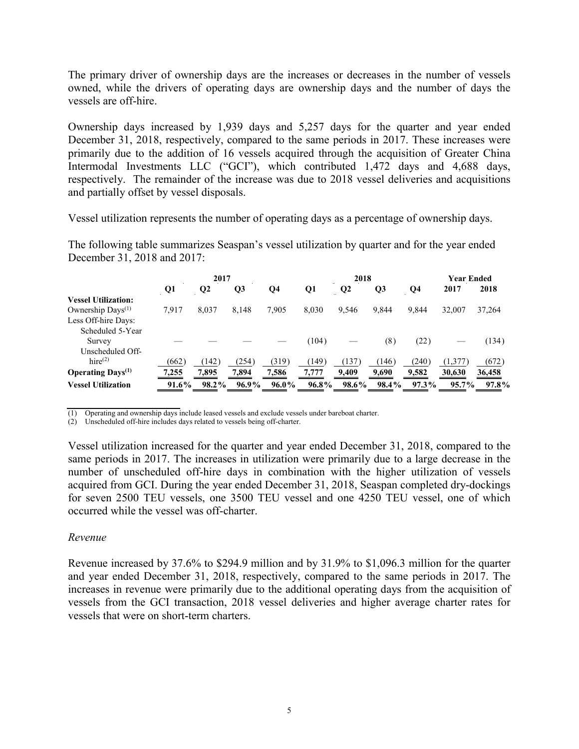The primary driver of ownership days are the increases or decreases in the number of vessels owned, while the drivers of operating days are ownership days and the number of days the vessels are off-hire.

Ownership days increased by 1,939 days and 5,257 days for the quarter and year ended December 31, 2018, respectively, compared to the same periods in 2017. These increases were primarily due to the addition of 16 vessels acquired through the acquisition of Greater China Intermodal Investments LLC ("GCI"), which contributed 1,472 days and 4,688 days, respectively. The remainder of the increase was due to 2018 vessel deliveries and acquisitions and partially offset by vessel disposals.

Vessel utilization represents the number of operating days as a percentage of ownership days.

The following table summarizes Seaspan's vessel utilization by quarter and for the year ended December 31, 2018 and 2017:

| | 2017 | | | | 2018 | | | | Year Ended | |
|---|---|---|---|---|---|---|---|---|---|---|
| | Q1 | Q2 | Q3 | Q4 | Q1 | Q2 | Q3 | Q4 | 2017 | 2018 |
| **Vessel Utilization:** | | | | | | | | | | |
| Ownership Days(1) | 7,917 | 8,037 | 8,148 | 7,905 | 8,030 | 9,546 | 9,844 | 9,844 | 32,007 | 37,264 |
| Less Off-hire Days: | | | | | | | | | | |
| Scheduled 5-Year Survey | — | — | — | — | (104) | — | (8) | (22) | — | (134) |
| Unscheduled Off-hire(2) | (662) | (142) | (254) | (319) | (149) | (137) | (146) | (240) | (1,377) | (672) |
| **Operating Days(1)** | 7,255 | 7,895 | 7,894 | 7,586 | 7,777 | 9,409 | 9,690 | 9,582 | 30,630 | 36,458 |
| **Vessel Utilization** | 91.6% | 98.2% | 96.9% | 96.0% | 96.8% | 98.6% | 98.4% | 97.3% | 95.7% | 97.8% |

(1) Operating and ownership days include leased vessels and exclude vessels under bareboat charter.
(2) Unscheduled off-hire includes days related to vessels being off-charter.

Vessel utilization increased for the quarter and year ended December 31, 2018, compared to the same periods in 2017. The increases in utilization were primarily due to a large decrease in the number of unscheduled off-hire days in combination with the higher utilization of vessels acquired from GCI. During the year ended December 31, 2018, Seaspan completed dry-dockings for seven 2500 TEU vessels, one 3500 TEU vessel and one 4250 TEU vessel, one of which occurred while the vessel was off-charter.

*Revenue*

Revenue increased by 37.6% to $294.9 million and by 31.9% to $1,096.3 million for the quarter and year ended December 31, 2018, respectively, compared to the same periods in 2017. The increases in revenue were primarily due to the additional operating days from the acquisition of vessels from the GCI transaction, 2018 vessel deliveries and higher average charter rates for vessels that were on short-term charters.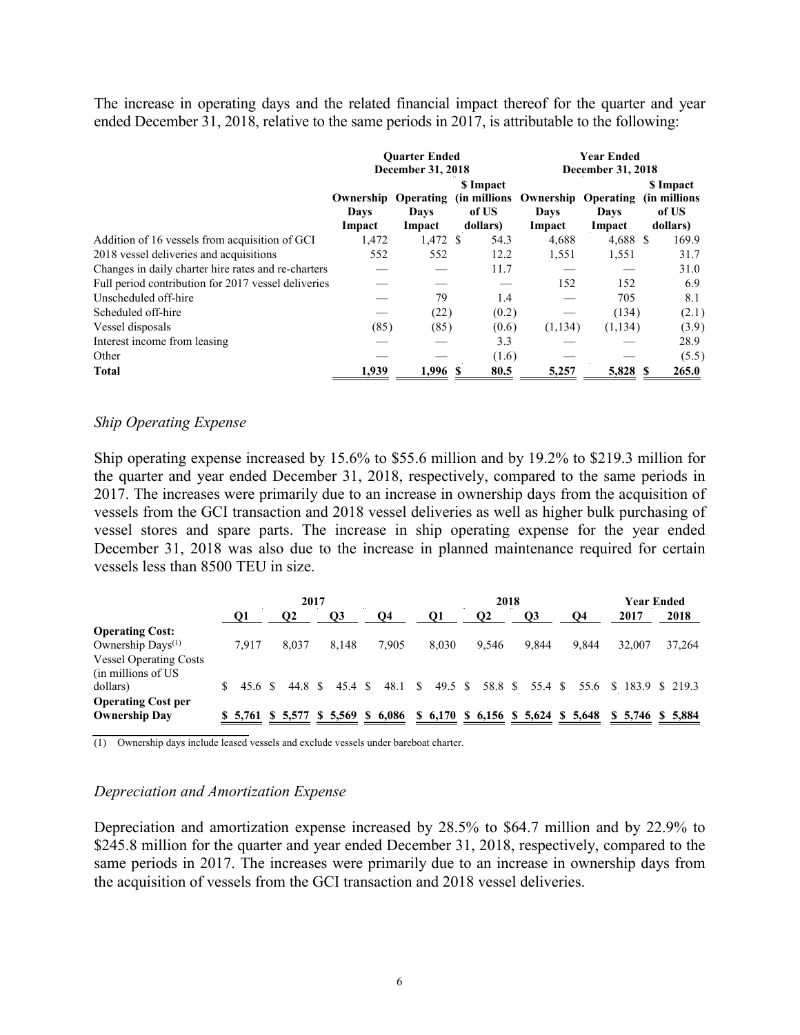The increase in operating days and the related financial impact thereof for the quarter and year ended December 31, 2018, relative to the same periods in 2017, is attributable to the following:

| | Quarter Ended December 31, 2018 | | | Year Ended December 31, 2018 | | |
|---|---|---|---|---|---|---|
| | Ownership Days Impact | Operating Days Impact | $ Impact (in millions of US dollars) | Ownership Days Impact | Operating Days Impact | $ Impact (in millions of US dollars) |
| Addition of 16 vessels from acquisition of GCI | 1,472 | 1,472 | $ 54.3 | 4,688 | 4,688 | $ 169.9 |
| 2018 vessel deliveries and acquisitions | 552 | 552 | 12.2 | 1,551 | 1,551 | 31.7 |
| Changes in daily charter hire rates and re-charters | — | — | 11.7 | — | — | 31.0 |
| Full period contribution for 2017 vessel deliveries | — | — | — | 152 | 152 | 6.9 |
| Unscheduled off-hire | — | 79 | 1.4 | — | 705 | 8.1 |
| Scheduled off-hire | — | (22) | (0.2) | — | (134) | (2.1) |
| Vessel disposals | (85) | (85) | (0.6) | (1,134) | (1,134) | (3.9) |
| Interest income from leasing | — | — | 3.3 | — | — | 28.9 |
| Other | — | — | (1.6) | — | — | (5.5) |
| **Total** | **1,939** | **1,996** | **$ 80.5** | **5,257** | **5,828** | **$ 265.0** |

*Ship Operating Expense*

Ship operating expense increased by 15.6% to $55.6 million and by 19.2% to $219.3 million for the quarter and year ended December 31, 2018, respectively, compared to the same periods in 2017. The increases were primarily due to an increase in ownership days from the acquisition of vessels from the GCI transaction and 2018 vessel deliveries as well as higher bulk purchasing of vessel stores and spare parts. The increase in ship operating expense for the year ended December 31, 2018 was also due to the increase in planned maintenance required for certain vessels less than 8500 TEU in size.

| | 2017 | | | | 2018 | | | | Year Ended | |
|---|---|---|---|---|---|---|---|---|---|---|
| | Q1 | Q2 | Q3 | Q4 | Q1 | Q2 | Q3 | Q4 | 2017 | 2018 |
| **Operating Cost:** | | | | | | | | | | |
| Ownership Days[(1)] | 7,917 | 8,037 | 8,148 | 7,905 | 8,030 | 9,546 | 9,844 | 9,844 | 32,007 | 37,264 |
| Vessel Operating Costs (in millions of US dollars) | $ 45.6 | $ 44.8 | $ 45.4 | $ 48.1 | $ 49.5 | $ 58.8 | $ 55.4 | $ 55.6 | $ 183.9 | $ 219.3 |
| **Operating Cost per Ownership Day** | **$ 5,761** | **$ 5,577** | **$ 5,569** | **$ 6,086** | **$ 6,170** | **$ 6,156** | **$ 5,624** | **$ 5,648** | **$ 5,746** | **$ 5,884** |

(1) Ownership days include leased vessels and exclude vessels under bareboat charter.

*Depreciation and Amortization Expense*

Depreciation and amortization expense increased by 28.5% to $64.7 million and by 22.9% to $245.8 million for the quarter and year ended December 31, 2018, respectively, compared to the same periods in 2017. The increases were primarily due to an increase in ownership days from the acquisition of vessels from the GCI transaction and 2018 vessel deliveries.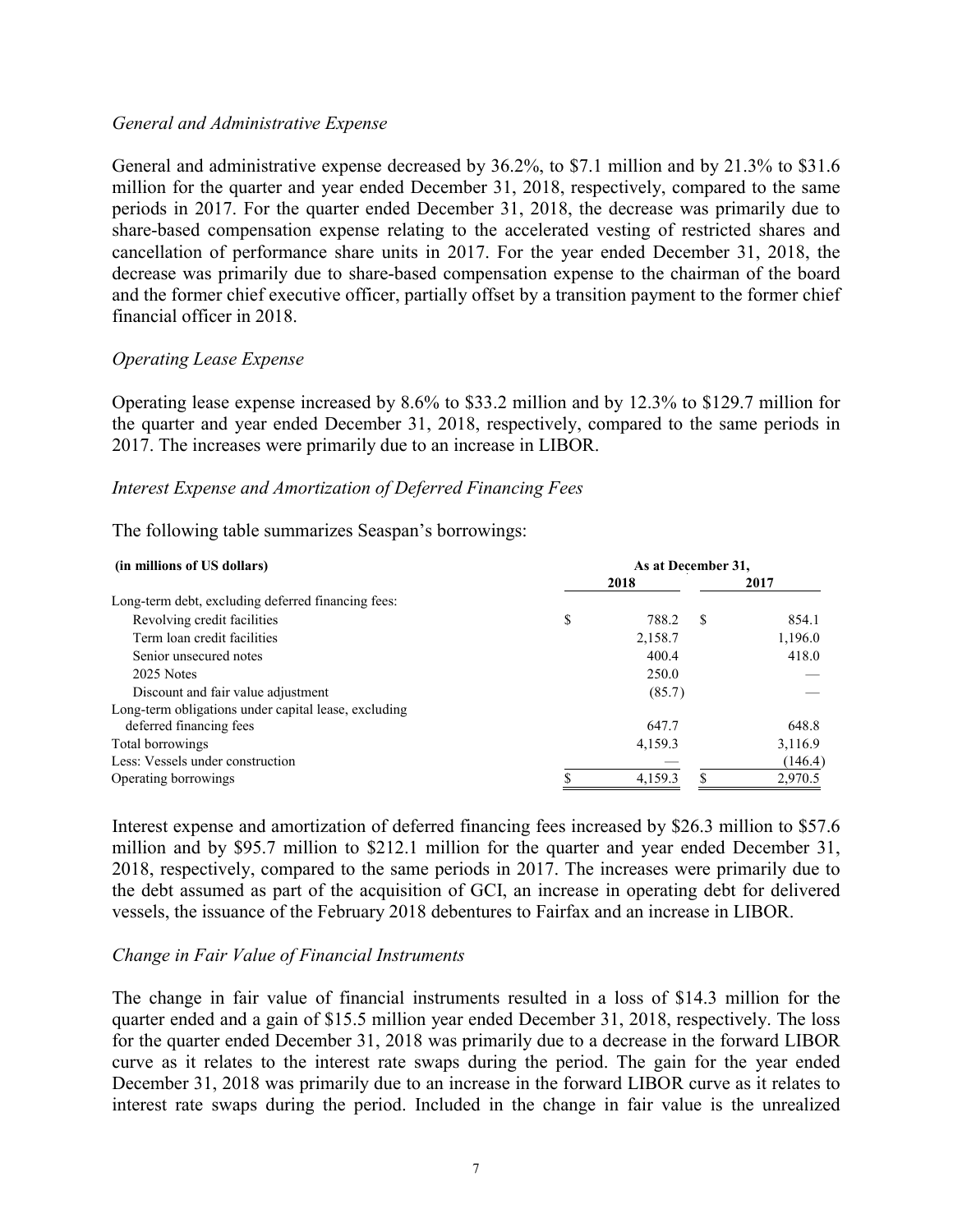*General and Administrative Expense*

General and administrative expense decreased by 36.2%, to $7.1 million and by 21.3% to $31.6 million for the quarter and year ended December 31, 2018, respectively, compared to the same periods in 2017. For the quarter ended December 31, 2018, the decrease was primarily due to share-based compensation expense relating to the accelerated vesting of restricted shares and cancellation of performance share units in 2017. For the year ended December 31, 2018, the decrease was primarily due to share-based compensation expense to the chairman of the board and the former chief executive officer, partially offset by a transition payment to the former chief financial officer in 2018.

*Operating Lease Expense*

Operating lease expense increased by 8.6% to $33.2 million and by 12.3% to $129.7 million for the quarter and year ended December 31, 2018, respectively, compared to the same periods in 2017. The increases were primarily due to an increase in LIBOR.

*Interest Expense and Amortization of Deferred Financing Fees*

The following table summarizes Seaspan's borrowings:

| (in millions of US dollars) | As at December 31, | |
|---|---|---|
| | 2018 | 2017 |
| Long-term debt, excluding deferred financing fees: | | |
| Revolving credit facilities | $ 788.2 | $ 854.1 |
| Term loan credit facilities | 2,158.7 | 1,196.0 |
| Senior unsecured notes | 400.4 | 418.0 |
| 2025 Notes | 250.0 | — |
| Discount and fair value adjustment | (85.7) | — |
| Long-term obligations under capital lease, excluding deferred financing fees | 647.7 | 648.8 |
| Total borrowings | 4,159.3 | 3,116.9 |
| Less: Vessels under construction | — | (146.4) |
| Operating borrowings | $ 4,159.3 | $ 2,970.5 |

Interest expense and amortization of deferred financing fees increased by $26.3 million to $57.6 million and by $95.7 million to $212.1 million for the quarter and year ended December 31, 2018, respectively, compared to the same periods in 2017. The increases were primarily due to the debt assumed as part of the acquisition of GCI, an increase in operating debt for delivered vessels, the issuance of the February 2018 debentures to Fairfax and an increase in LIBOR.

*Change in Fair Value of Financial Instruments*

The change in fair value of financial instruments resulted in a loss of $14.3 million for the quarter ended and a gain of $15.5 million year ended December 31, 2018, respectively. The loss for the quarter ended December 31, 2018 was primarily due to a decrease in the forward LIBOR curve as it relates to the interest rate swaps during the period. The gain for the year ended December 31, 2018 was primarily due to an increase in the forward LIBOR curve as it relates to interest rate swaps during the period. Included in the change in fair value is the unrealized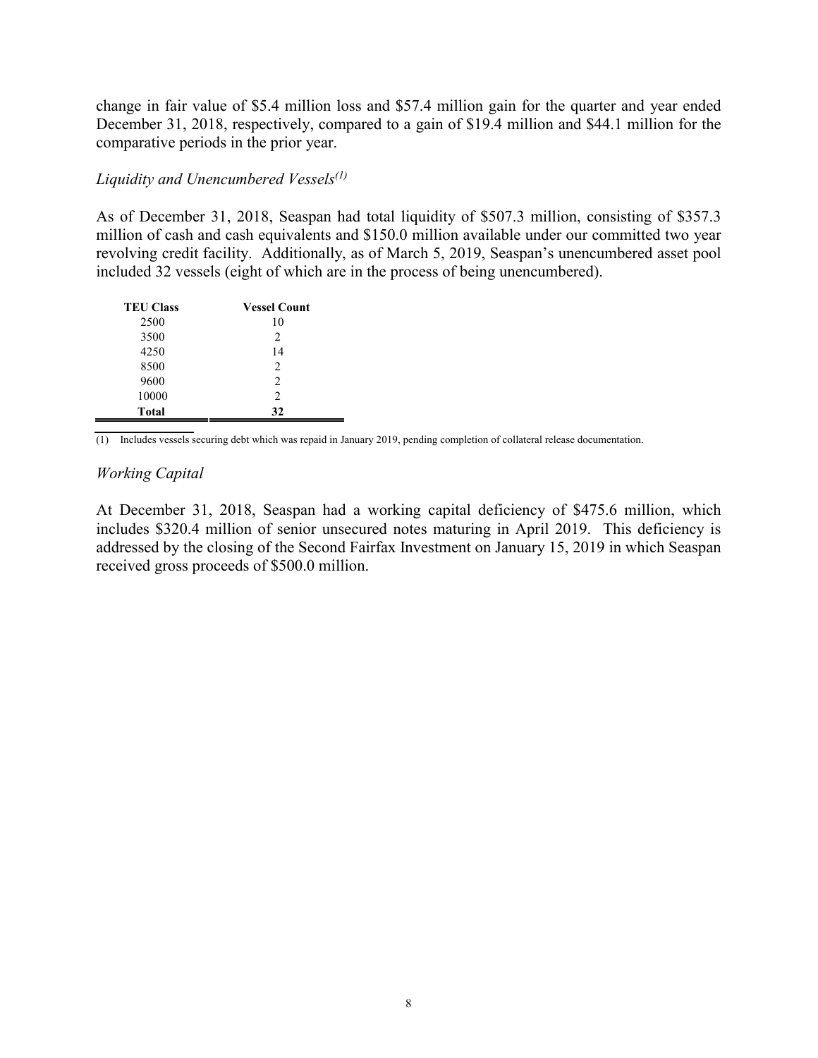change in fair value of $5.4 million loss and $57.4 million gain for the quarter and year ended December 31, 2018, respectively, compared to a gain of $19.4 million and $44.1 million for the comparative periods in the prior year.

*Liquidity and Unencumbered Vessels*[(1)]

As of December 31, 2018, Seaspan had total liquidity of $507.3 million, consisting of $357.3 million of cash and cash equivalents and $150.0 million available under our committed two year revolving credit facility. Additionally, as of March 5, 2019, Seaspan's unencumbered asset pool included 32 vessels (eight of which are in the process of being unencumbered).

| TEU Class | Vessel Count |
|---|---|
| 2500 | 10 |
| 3500 | 2 |
| 4250 | 14 |
| 8500 | 2 |
| 9600 | 2 |
| 10000 | 2 |
| **Total** | **32** |

(1) Includes vessels securing debt which was repaid in January 2019, pending completion of collateral release documentation.

*Working Capital*

At December 31, 2018, Seaspan had a working capital deficiency of $475.6 million, which includes $320.4 million of senior unsecured notes maturing in April 2019. This deficiency is addressed by the closing of the Second Fairfax Investment on January 15, 2019 in which Seaspan received gross proceeds of $500.0 million.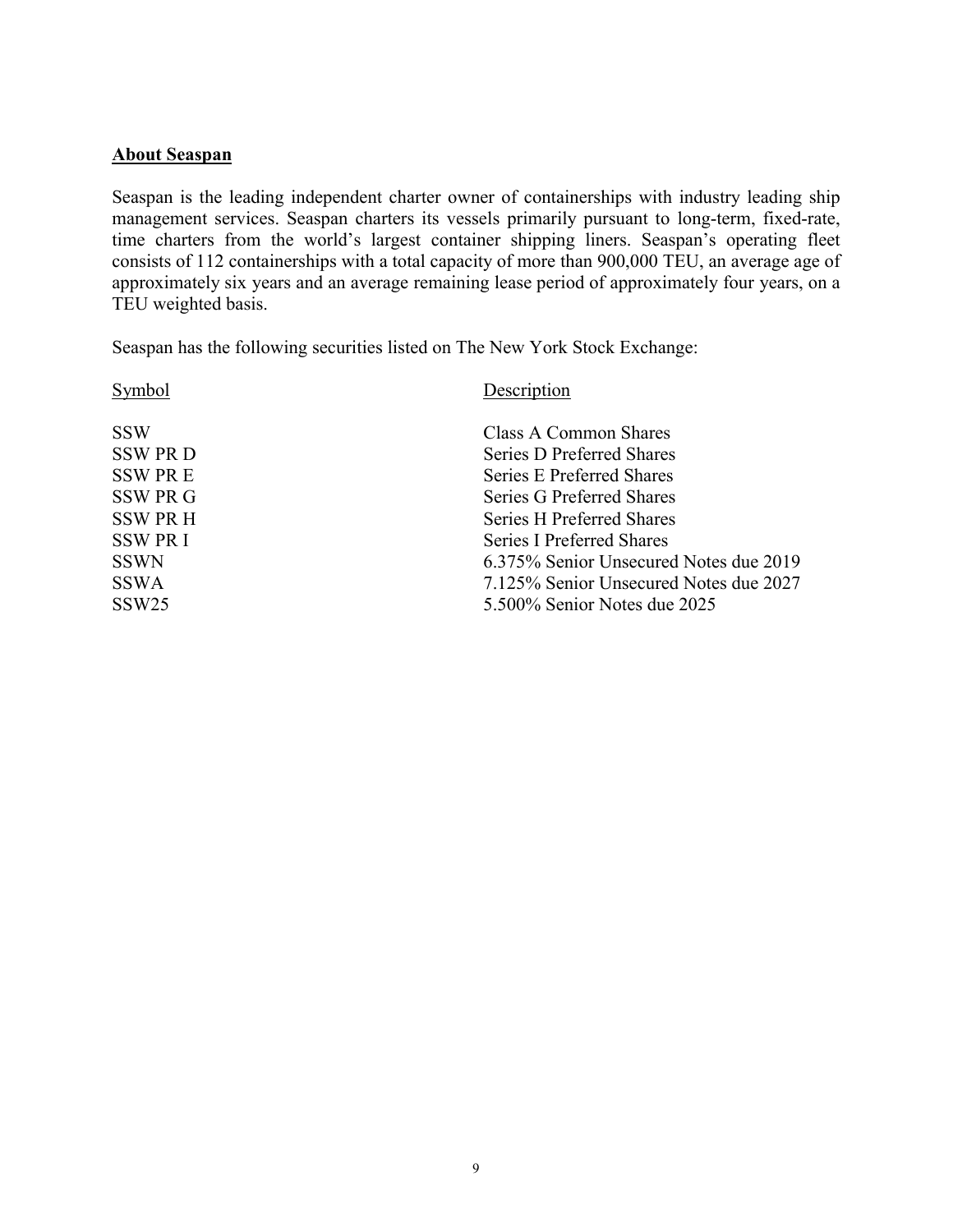## About Seaspan

Seaspan is the leading independent charter owner of containerships with industry leading ship management services. Seaspan charters its vessels primarily pursuant to long-term, fixed-rate, time charters from the world's largest container shipping liners. Seaspan's operating fleet consists of 112 containerships with a total capacity of more than 900,000 TEU, an average age of approximately six years and an average remaining lease period of approximately four years, on a TEU weighted basis.

Seaspan has the following securities listed on The New York Stock Exchange:

| Symbol | Description |
|---|---|
| SSW | Class A Common Shares |
| SSW PR D | Series D Preferred Shares |
| SSW PR E | Series E Preferred Shares |
| SSW PR G | Series G Preferred Shares |
| SSW PR H | Series H Preferred Shares |
| SSW PR I | Series I Preferred Shares |
| SSWN | 6.375% Senior Unsecured Notes due 2019 |
| SSWA | 7.125% Senior Unsecured Notes due 2027 |
| SSW25 | 5.500% Senior Notes due 2025 |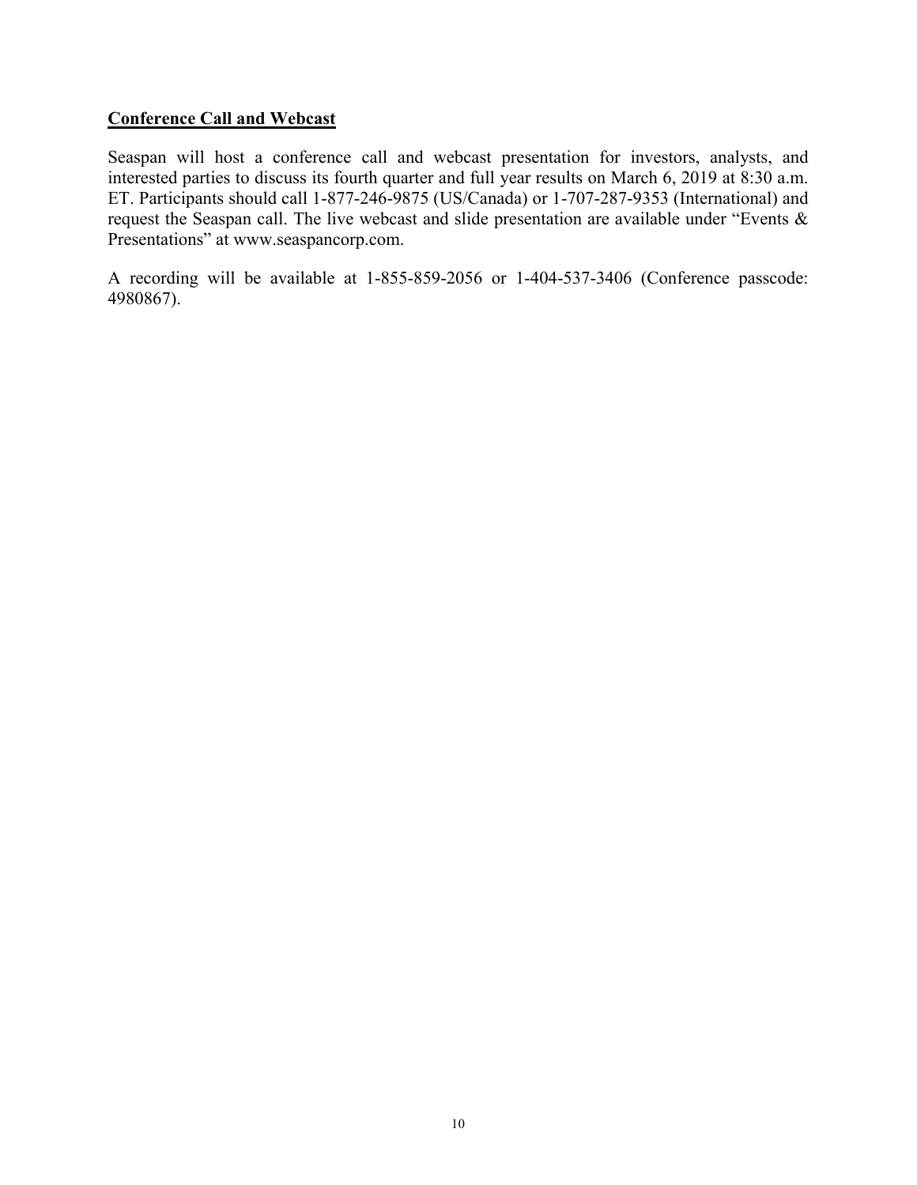## Conference Call and Webcast

Seaspan will host a conference call and webcast presentation for investors, analysts, and interested parties to discuss its fourth quarter and full year results on March 6, 2019 at 8:30 a.m. ET. Participants should call 1-877-246-9875 (US/Canada) or 1-707-287-9353 (International) and request the Seaspan call. The live webcast and slide presentation are available under "Events & Presentations" at www.seaspancorp.com.

A recording will be available at 1-855-859-2056 or 1-404-537-3406 (Conference passcode: 4980867).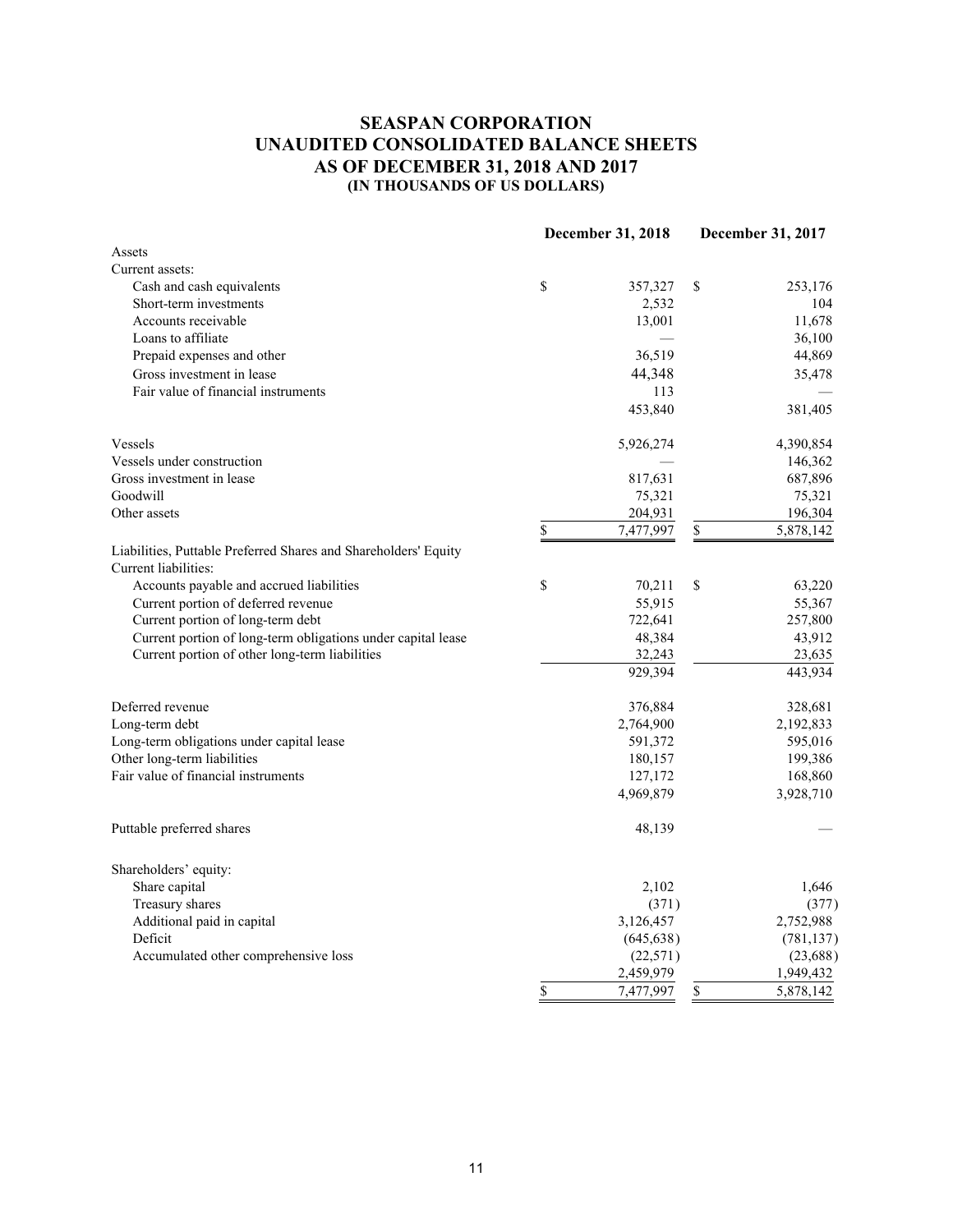# SEASPAN CORPORATION
## UNAUDITED CONSOLIDATED BALANCE SHEETS
## AS OF DECEMBER 31, 2018 AND 2017
### (IN THOUSANDS OF US DOLLARS)

| | December 31, 2018 | December 31, 2017 |
|---|---|---|
| Assets | | |
| Current assets: | | |
| Cash and cash equivalents | $ 357,327 | $ 253,176 |
| Short-term investments | 2,532 | 104 |
| Accounts receivable | 13,001 | 11,678 |
| Loans to affiliate | — | 36,100 |
| Prepaid expenses and other | 36,519 | 44,869 |
| Gross investment in lease | 44,348 | 35,478 |
| Fair value of financial instruments | 113 | — |
| | 453,840 | 381,405 |
| Vessels | 5,926,274 | 4,390,854 |
| Vessels under construction | — | 146,362 |
| Gross investment in lease | 817,631 | 687,896 |
| Goodwill | 75,321 | 75,321 |
| Other assets | 204,931 | 196,304 |
| | $ 7,477,997 | $ 5,878,142 |
| Liabilities, Puttable Preferred Shares and Shareholders' Equity | | |
| Current liabilities: | | |
| Accounts payable and accrued liabilities | $ 70,211 | $ 63,220 |
| Current portion of deferred revenue | 55,915 | 55,367 |
| Current portion of long-term debt | 722,641 | 257,800 |
| Current portion of long-term obligations under capital lease | 48,384 | 43,912 |
| Current portion of other long-term liabilities | 32,243 | 23,635 |
| | 929,394 | 443,934 |
| Deferred revenue | 376,884 | 328,681 |
| Long-term debt | 2,764,900 | 2,192,833 |
| Long-term obligations under capital lease | 591,372 | 595,016 |
| Other long-term liabilities | 180,157 | 199,386 |
| Fair value of financial instruments | 127,172 | 168,860 |
| | 4,969,879 | 3,928,710 |
| Puttable preferred shares | 48,139 | — |
| Shareholders' equity: | | |
| Share capital | 2,102 | 1,646 |
| Treasury shares | (371) | (377) |
| Additional paid in capital | 3,126,457 | 2,752,988 |
| Deficit | (645,638) | (781,137) |
| Accumulated other comprehensive loss | (22,571) | (23,688) |
| | 2,459,979 | 1,949,432 |
| | $ 7,477,997 | $ 5,878,142 |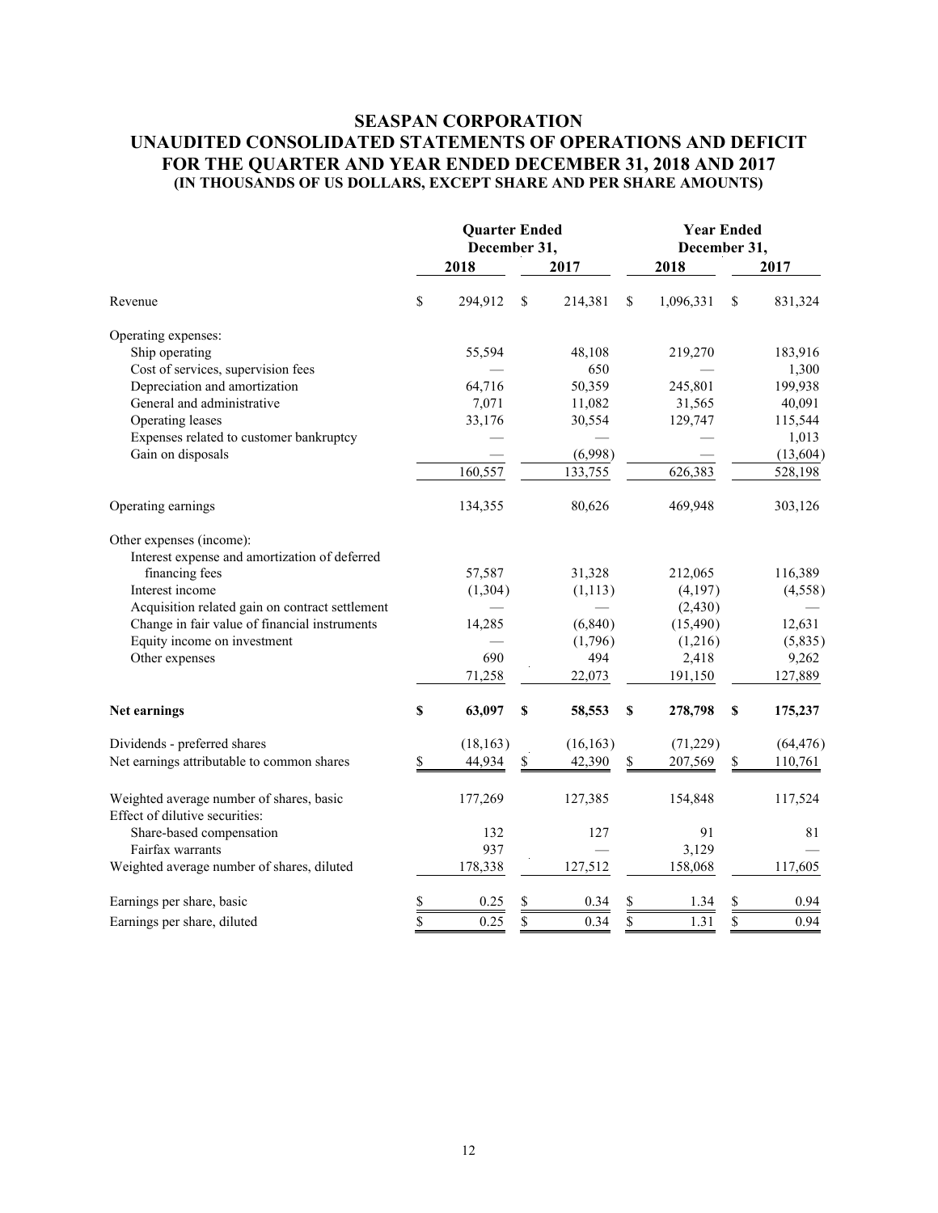# SEASPAN CORPORATION

## UNAUDITED CONSOLIDATED STATEMENTS OF OPERATIONS AND DEFICIT FOR THE QUARTER AND YEAR ENDED DECEMBER 31, 2018 AND 2017

**(IN THOUSANDS OF US DOLLARS, EXCEPT SHARE AND PER SHARE AMOUNTS)**

| | Quarter Ended December 31, | | Year Ended December 31, | |
|---|---|---|---|---|
| | 2018 | 2017 | 2018 | 2017 |
| Revenue | $ 294,912 | $ 214,381 | $ 1,096,331 | $ 831,324 |
| Operating expenses: | | | | |
| Ship operating | 55,594 | 48,108 | 219,270 | 183,916 |
| Cost of services, supervision fees | — | 650 | — | 1,300 |
| Depreciation and amortization | 64,716 | 50,359 | 245,801 | 199,938 |
| General and administrative | 7,071 | 11,082 | 31,565 | 40,091 |
| Operating leases | 33,176 | 30,554 | 129,747 | 115,544 |
| Expenses related to customer bankruptcy | — | — | — | 1,013 |
| Gain on disposals | — | (6,998) | — | (13,604) |
| | 160,557 | 133,755 | 626,383 | 528,198 |
| Operating earnings | 134,355 | 80,626 | 469,948 | 303,126 |
| Other expenses (income): | | | | |
| Interest expense and amortization of deferred financing fees | 57,587 | 31,328 | 212,065 | 116,389 |
| Interest income | (1,304) | (1,113) | (4,197) | (4,558) |
| Acquisition related gain on contract settlement | — | — | (2,430) | — |
| Change in fair value of financial instruments | 14,285 | (6,840) | (15,490) | 12,631 |
| Equity income on investment | — | (1,796) | (1,216) | (5,835) |
| Other expenses | 690 | 494 | 2,418 | 9,262 |
| | 71,258 | 22,073 | 191,150 | 127,889 |
| **Net earnings** | **$ 63,097** | **$ 58,553** | **$ 278,798** | **$ 175,237** |
| Dividends - preferred shares | (18,163) | (16,163) | (71,229) | (64,476) |
| Net earnings attributable to common shares | $ 44,934 | $ 42,390 | $ 207,569 | $ 110,761 |
| Weighted average number of shares, basic | 177,269 | 127,385 | 154,848 | 117,524 |
| Effect of dilutive securities: | | | | |
| Share-based compensation | 132 | 127 | 91 | 81 |
| Fairfax warrants | 937 | — | 3,129 | — |
| Weighted average number of shares, diluted | 178,338 | 127,512 | 158,068 | 117,605 |
| Earnings per share, basic | $ 0.25 | $ 0.34 | $ 1.34 | $ 0.94 |
| Earnings per share, diluted | $ 0.25 | $ 0.34 | $ 1.31 | $ 0.94 |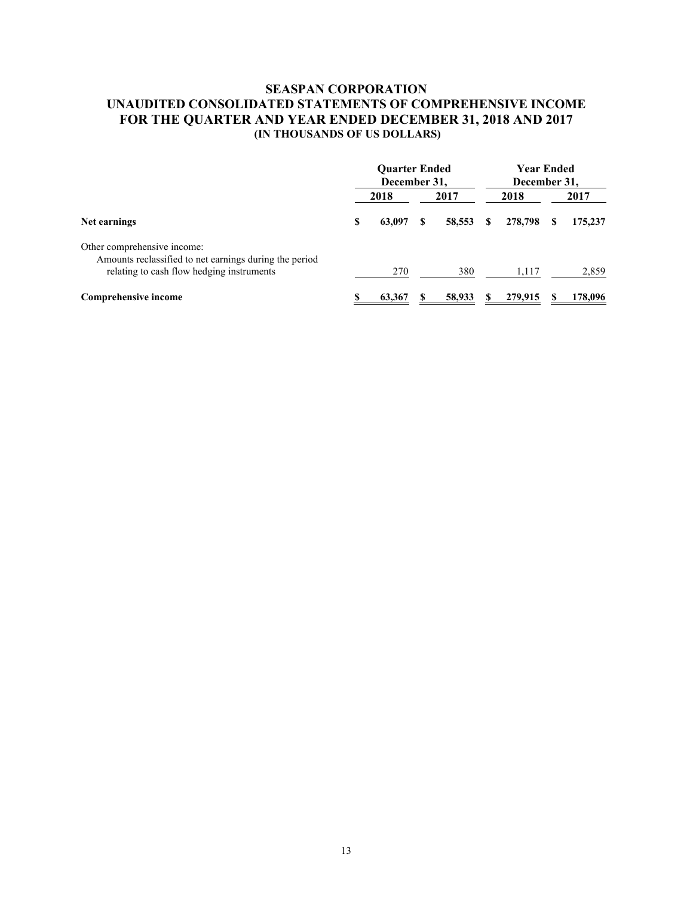# SEASPAN CORPORATION
## UNAUDITED CONSOLIDATED STATEMENTS OF COMPREHENSIVE INCOME
## FOR THE QUARTER AND YEAR ENDED DECEMBER 31, 2018 AND 2017
### (IN THOUSANDS OF US DOLLARS)

| | Quarter Ended December 31, | | Year Ended December 31, | |
|---|---|---|---|---|
| | 2018 | 2017 | 2018 | 2017 |
| **Net earnings** | **$ 63,097** | **$ 58,553** | **$ 278,798** | **$ 175,237** |
| Other comprehensive income: | | | | |
| Amounts reclassified to net earnings during the period relating to cash flow hedging instruments | 270 | 380 | 1,117 | 2,859 |
| **Comprehensive income** | **$ 63,367** | **$ 58,933** | **$ 279,915** | **$ 178,096** |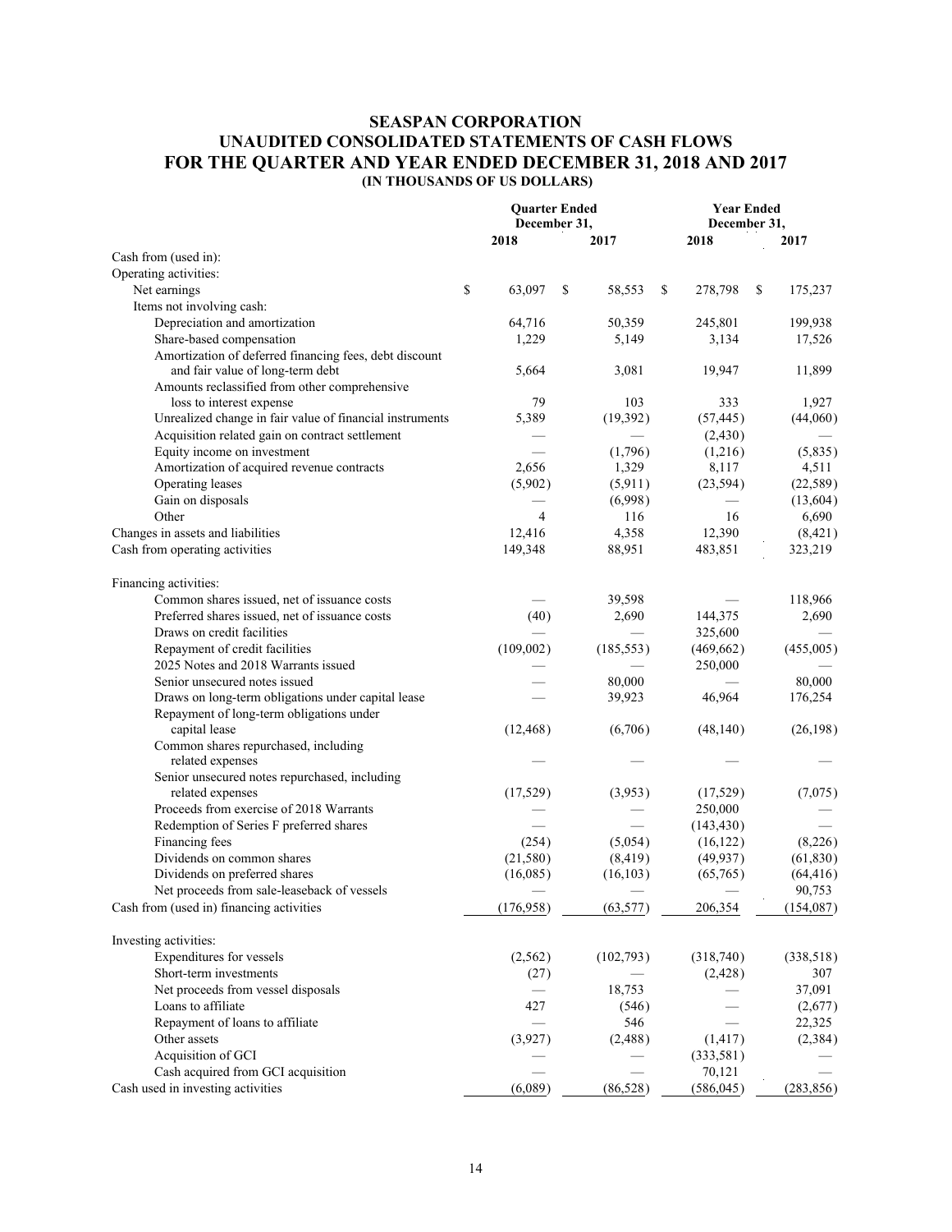# SEASPAN CORPORATION
# UNAUDITED CONSOLIDATED STATEMENTS OF CASH FLOWS
# FOR THE QUARTER AND YEAR ENDED DECEMBER 31, 2018 AND 2017
**(IN THOUSANDS OF US DOLLARS)**

| | Quarter Ended December 31, | | Year Ended December 31, | |
|---|---|---|---|---|
| | 2018 | 2017 | 2018 | 2017 |
| Cash from (used in): | | | | |
| Operating activities: | | | | |
| Net earnings | $ 63,097 | $ 58,553 | $ 278,798 | $ 175,237 |
| Items not involving cash: | | | | |
| Depreciation and amortization | 64,716 | 50,359 | 245,801 | 199,938 |
| Share-based compensation | 1,229 | 5,149 | 3,134 | 17,526 |
| Amortization of deferred financing fees, debt discount and fair value of long-term debt | 5,664 | 3,081 | 19,947 | 11,899 |
| Amounts reclassified from other comprehensive loss to interest expense | 79 | 103 | 333 | 1,927 |
| Unrealized change in fair value of financial instruments | 5,389 | (19,392) | (57,445) | (44,060) |
| Acquisition related gain on contract settlement | — | — | (2,430) | — |
| Equity income on investment | — | (1,796) | (1,216) | (5,835) |
| Amortization of acquired revenue contracts | 2,656 | 1,329 | 8,117 | 4,511 |
| Operating leases | (5,902) | (5,911) | (23,594) | (22,589) |
| Gain on disposals | — | (6,998) | — | (13,604) |
| Other | 4 | 116 | 16 | 6,690 |
| Changes in assets and liabilities | 12,416 | 4,358 | 12,390 | (8,421) |
| Cash from operating activities | 149,348 | 88,951 | 483,851 | 323,219 |
| | | | | |
| Financing activities: | | | | |
| Common shares issued, net of issuance costs | — | 39,598 | — | 118,966 |
| Preferred shares issued, net of issuance costs | (40) | 2,690 | 144,375 | 2,690 |
| Draws on credit facilities | — | — | 325,600 | — |
| Repayment of credit facilities | (109,002) | (185,553) | (469,662) | (455,005) |
| 2025 Notes and 2018 Warrants issued | — | — | 250,000 | — |
| Senior unsecured notes issued | — | 80,000 | — | 80,000 |
| Draws on long-term obligations under capital lease | — | 39,923 | 46,964 | 176,254 |
| Repayment of long-term obligations under capital lease | (12,468) | (6,706) | (48,140) | (26,198) |
| Common shares repurchased, including related expenses | — | — | — | — |
| Senior unsecured notes repurchased, including related expenses | (17,529) | (3,953) | (17,529) | (7,075) |
| Proceeds from exercise of 2018 Warrants | — | — | 250,000 | — |
| Redemption of Series F preferred shares | — | — | (143,430) | — |
| Financing fees | (254) | (5,054) | (16,122) | (8,226) |
| Dividends on common shares | (21,580) | (8,419) | (49,937) | (61,830) |
| Dividends on preferred shares | (16,085) | (16,103) | (65,765) | (64,416) |
| Net proceeds from sale-leaseback of vessels | — | — | — | 90,753 |
| Cash from (used in) financing activities | (176,958) | (63,577) | 206,354 | (154,087) |
| | | | | |
| Investing activities: | | | | |
| Expenditures for vessels | (2,562) | (102,793) | (318,740) | (338,518) |
| Short-term investments | (27) | — | (2,428) | 307 |
| Net proceeds from vessel disposals | — | 18,753 | — | 37,091 |
| Loans to affiliate | 427 | (546) | — | (2,677) |
| Repayment of loans to affiliate | — | 546 | — | 22,325 |
| Other assets | (3,927) | (2,488) | (1,417) | (2,384) |
| Acquisition of GCI | — | — | (333,581) | — |
| Cash acquired from GCI acquisition | — | — | 70,121 | — |
| Cash used in investing activities | (6,089) | (86,528) | (586,045) | (283,856) |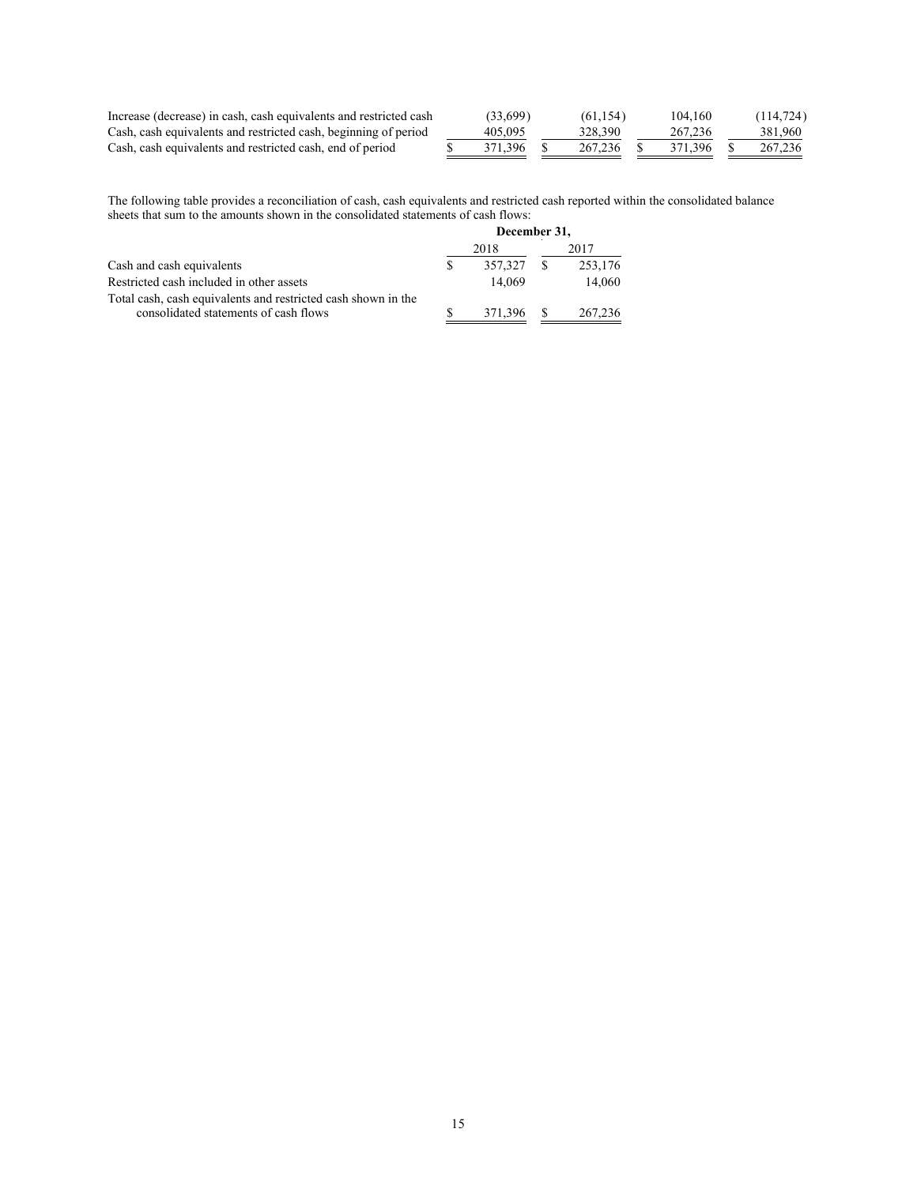| | | | | |
|---|---|---|---|---|
| Increase (decrease) in cash, cash equivalents and restricted cash | (33,699) | (61,154) | 104,160 | (114,724) |
| Cash, cash equivalents and restricted cash, beginning of period | 405,095 | 328,390 | 267,236 | 381,960 |
| Cash, cash equivalents and restricted cash, end of period | $ 371,396 | $ 267,236 | $ 371,396 | $ 267,236 |

The following table provides a reconciliation of cash, cash equivalents and restricted cash reported within the consolidated balance sheets that sum to the amounts shown in the consolidated statements of cash flows:

| | **December 31,** | |
|---|---|---|
| | 2018 | 2017 |
| Cash and cash equivalents | $ 357,327 | $ 253,176 |
| Restricted cash included in other assets | 14,069 | 14,060 |
| Total cash, cash equivalents and restricted cash shown in the consolidated statements of cash flows | $ 371,396 | $ 267,236 |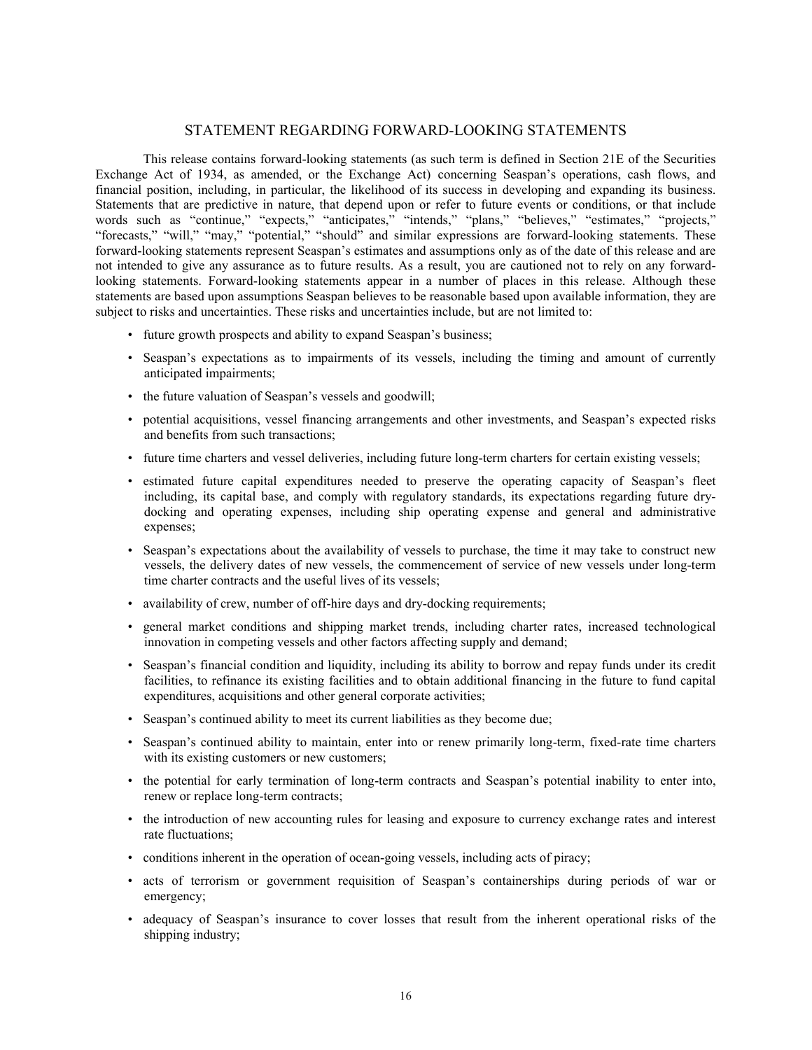## STATEMENT REGARDING FORWARD-LOOKING STATEMENTS

This release contains forward-looking statements (as such term is defined in Section 21E of the Securities Exchange Act of 1934, as amended, or the Exchange Act) concerning Seaspan's operations, cash flows, and financial position, including, in particular, the likelihood of its success in developing and expanding its business. Statements that are predictive in nature, that depend upon or refer to future events or conditions, or that include words such as "continue," "expects," "anticipates," "intends," "plans," "believes," "estimates," "projects," "forecasts," "will," "may," "potential," "should" and similar expressions are forward-looking statements. These forward-looking statements represent Seaspan's estimates and assumptions only as of the date of this release and are not intended to give any assurance as to future results. As a result, you are cautioned not to rely on any forward-looking statements. Forward-looking statements appear in a number of places in this release. Although these statements are based upon assumptions Seaspan believes to be reasonable based upon available information, they are subject to risks and uncertainties. These risks and uncertainties include, but are not limited to:

- future growth prospects and ability to expand Seaspan's business;
- Seaspan's expectations as to impairments of its vessels, including the timing and amount of currently anticipated impairments;
- the future valuation of Seaspan's vessels and goodwill;
- potential acquisitions, vessel financing arrangements and other investments, and Seaspan's expected risks and benefits from such transactions;
- future time charters and vessel deliveries, including future long-term charters for certain existing vessels;
- estimated future capital expenditures needed to preserve the operating capacity of Seaspan's fleet including, its capital base, and comply with regulatory standards, its expectations regarding future dry-docking and operating expenses, including ship operating expense and general and administrative expenses;
- Seaspan's expectations about the availability of vessels to purchase, the time it may take to construct new vessels, the delivery dates of new vessels, the commencement of service of new vessels under long-term time charter contracts and the useful lives of its vessels;
- availability of crew, number of off-hire days and dry-docking requirements;
- general market conditions and shipping market trends, including charter rates, increased technological innovation in competing vessels and other factors affecting supply and demand;
- Seaspan's financial condition and liquidity, including its ability to borrow and repay funds under its credit facilities, to refinance its existing facilities and to obtain additional financing in the future to fund capital expenditures, acquisitions and other general corporate activities;
- Seaspan's continued ability to meet its current liabilities as they become due;
- Seaspan's continued ability to maintain, enter into or renew primarily long-term, fixed-rate time charters with its existing customers or new customers;
- the potential for early termination of long-term contracts and Seaspan's potential inability to enter into, renew or replace long-term contracts;
- the introduction of new accounting rules for leasing and exposure to currency exchange rates and interest rate fluctuations;
- conditions inherent in the operation of ocean-going vessels, including acts of piracy;
- acts of terrorism or government requisition of Seaspan's containerships during periods of war or emergency;
- adequacy of Seaspan's insurance to cover losses that result from the inherent operational risks of the shipping industry;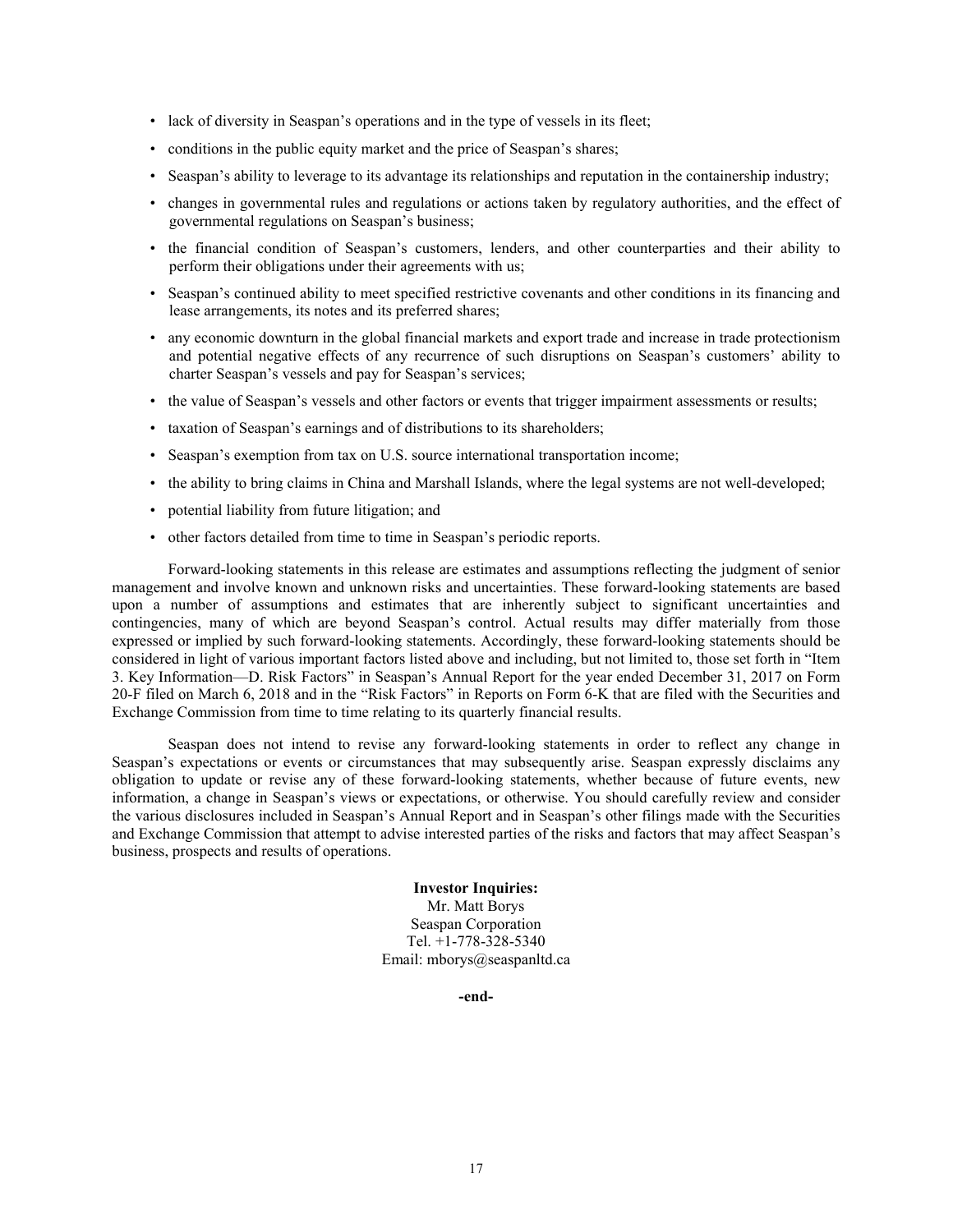- lack of diversity in Seaspan's operations and in the type of vessels in its fleet;
- conditions in the public equity market and the price of Seaspan's shares;
- Seaspan's ability to leverage to its advantage its relationships and reputation in the containership industry;
- changes in governmental rules and regulations or actions taken by regulatory authorities, and the effect of governmental regulations on Seaspan's business;
- the financial condition of Seaspan's customers, lenders, and other counterparties and their ability to perform their obligations under their agreements with us;
- Seaspan's continued ability to meet specified restrictive covenants and other conditions in its financing and lease arrangements, its notes and its preferred shares;
- any economic downturn in the global financial markets and export trade and increase in trade protectionism and potential negative effects of any recurrence of such disruptions on Seaspan's customers' ability to charter Seaspan's vessels and pay for Seaspan's services;
- the value of Seaspan's vessels and other factors or events that trigger impairment assessments or results;
- taxation of Seaspan's earnings and of distributions to its shareholders;
- Seaspan's exemption from tax on U.S. source international transportation income;
- the ability to bring claims in China and Marshall Islands, where the legal systems are not well-developed;
- potential liability from future litigation; and
- other factors detailed from time to time in Seaspan's periodic reports.

Forward-looking statements in this release are estimates and assumptions reflecting the judgment of senior management and involve known and unknown risks and uncertainties. These forward-looking statements are based upon a number of assumptions and estimates that are inherently subject to significant uncertainties and contingencies, many of which are beyond Seaspan's control. Actual results may differ materially from those expressed or implied by such forward-looking statements. Accordingly, these forward-looking statements should be considered in light of various important factors listed above and including, but not limited to, those set forth in "Item 3. Key Information—D. Risk Factors" in Seaspan's Annual Report for the year ended December 31, 2017 on Form 20-F filed on March 6, 2018 and in the "Risk Factors" in Reports on Form 6-K that are filed with the Securities and Exchange Commission from time to time relating to its quarterly financial results.

Seaspan does not intend to revise any forward-looking statements in order to reflect any change in Seaspan's expectations or events or circumstances that may subsequently arise. Seaspan expressly disclaims any obligation to update or revise any of these forward-looking statements, whether because of future events, new information, a change in Seaspan's views or expectations, or otherwise. You should carefully review and consider the various disclosures included in Seaspan's Annual Report and in Seaspan's other filings made with the Securities and Exchange Commission that attempt to advise interested parties of the risks and factors that may affect Seaspan's business, prospects and results of operations.

**Investor Inquiries:**
Mr. Matt Borys
Seaspan Corporation
Tel. +1-778-328-5340
Email: mborys@seaspanltd.ca

**-end-**